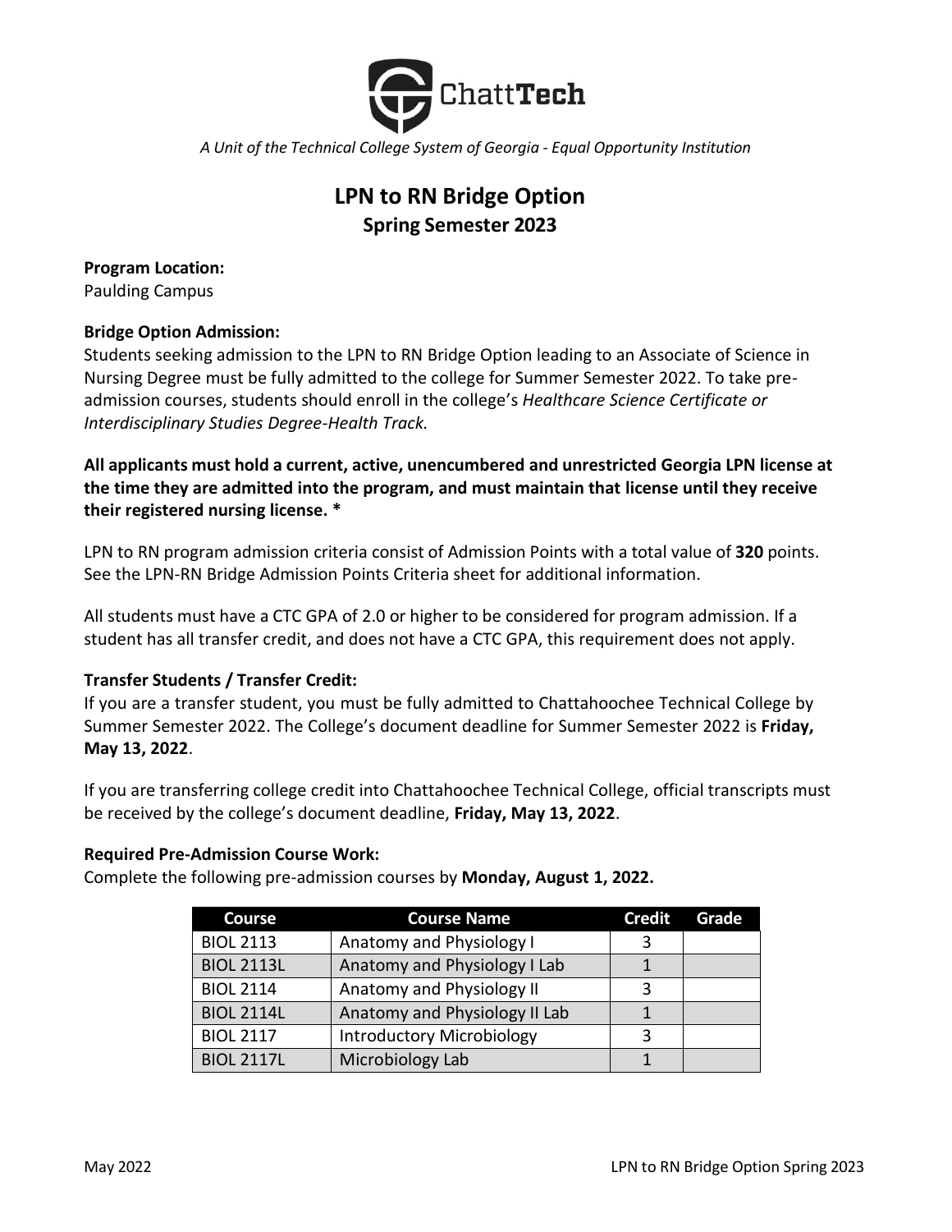ChattTech

*A Unit of the Technical College System of Georgia - Equal Opportunity Institution*

# LPN to RN Bridge Option
## Spring Semester 2023

**Program Location:**
Paulding Campus

**Bridge Option Admission:**
Students seeking admission to the LPN to RN Bridge Option leading to an Associate of Science in Nursing Degree must be fully admitted to the college for Summer Semester 2022. To take pre-admission courses, students should enroll in the college's *Healthcare Science Certificate or Interdisciplinary Studies Degree-Health Track.*

**All applicants must hold a current, active, unencumbered and unrestricted Georgia LPN license at the time they are admitted into the program, and must maintain that license until they receive their registered nursing license. \***

LPN to RN program admission criteria consist of Admission Points with a total value of **320** points. See the LPN-RN Bridge Admission Points Criteria sheet for additional information.

All students must have a CTC GPA of 2.0 or higher to be considered for program admission. If a student has all transfer credit, and does not have a CTC GPA, this requirement does not apply.

**Transfer Students / Transfer Credit:**
If you are a transfer student, you must be fully admitted to Chattahoochee Technical College by Summer Semester 2022. The College's document deadline for Summer Semester 2022 is **Friday, May 13, 2022**.

If you are transferring college credit into Chattahoochee Technical College, official transcripts must be received by the college's document deadline, **Friday, May 13, 2022**.

**Required Pre-Admission Course Work:**
Complete the following pre-admission courses by **Monday, August 1, 2022.**

| Course | Course Name | Credit | Grade |
|---|---|---|---|
| BIOL 2113 | Anatomy and Physiology I | 3 | |
| BIOL 2113L | Anatomy and Physiology I Lab | 1 | |
| BIOL 2114 | Anatomy and Physiology II | 3 | |
| BIOL 2114L | Anatomy and Physiology II Lab | 1 | |
| BIOL 2117 | Introductory Microbiology | 3 | |
| BIOL 2117L | Microbiology Lab | 1 | |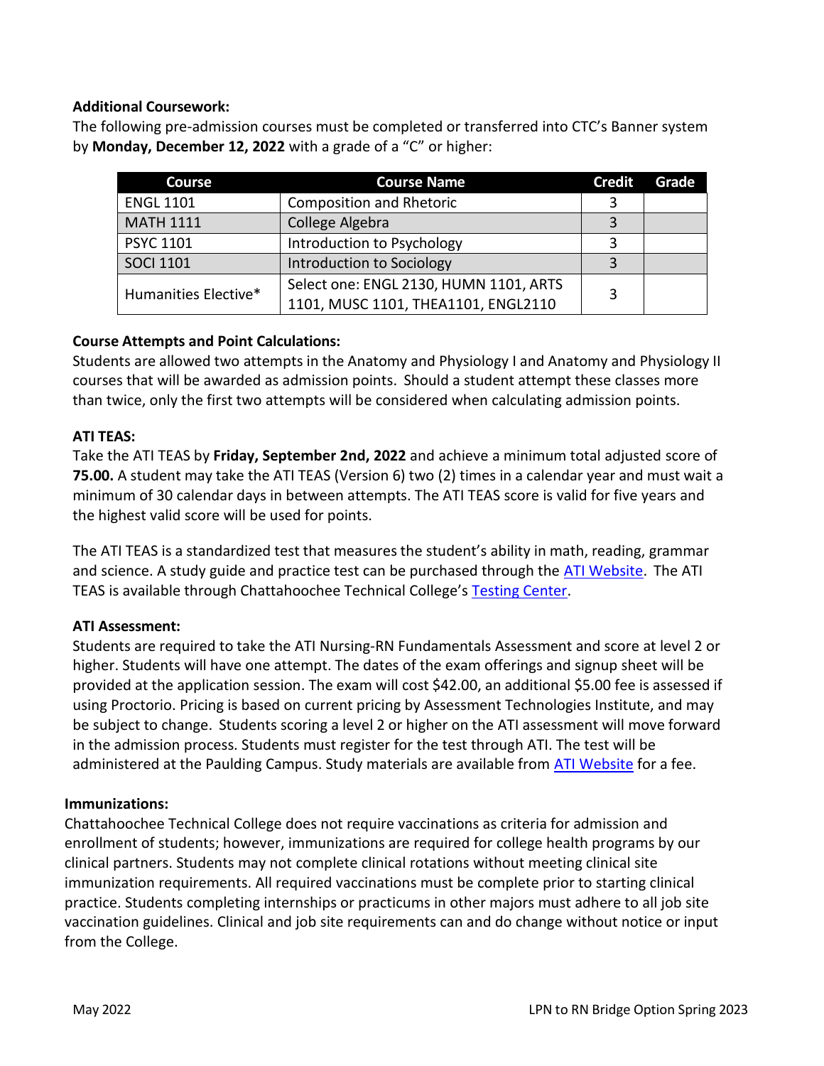**Additional Coursework:**

The following pre-admission courses must be completed or transferred into CTC's Banner system by **Monday, December 12, 2022** with a grade of a "C" or higher:

| Course | Course Name | Credit | Grade |
|---|---|---|---|
| ENGL 1101 | Composition and Rhetoric | 3 | |
| MATH 1111 | College Algebra | 3 | |
| PSYC 1101 | Introduction to Psychology | 3 | |
| SOCI 1101 | Introduction to Sociology | 3 | |
| Humanities Elective* | Select one: ENGL 2130, HUMN 1101, ARTS 1101, MUSC 1101, THEA1101, ENGL2110 | 3 | |

**Course Attempts and Point Calculations:**

Students are allowed two attempts in the Anatomy and Physiology I and Anatomy and Physiology II courses that will be awarded as admission points. Should a student attempt these classes more than twice, only the first two attempts will be considered when calculating admission points.

**ATI TEAS:**

Take the ATI TEAS by **Friday, September 2nd, 2022** and achieve a minimum total adjusted score of **75.00.** A student may take the ATI TEAS (Version 6) two (2) times in a calendar year and must wait a minimum of 30 calendar days in between attempts. The ATI TEAS score is valid for five years and the highest valid score will be used for points.

The ATI TEAS is a standardized test that measures the student's ability in math, reading, grammar and science. A study guide and practice test can be purchased through the ATI Website. The ATI TEAS is available through Chattahoochee Technical College's Testing Center.

**ATI Assessment:**

Students are required to take the ATI Nursing-RN Fundamentals Assessment and score at level 2 or higher. Students will have one attempt. The dates of the exam offerings and signup sheet will be provided at the application session. The exam will cost $42.00, an additional $5.00 fee is assessed if using Proctorio. Pricing is based on current pricing by Assessment Technologies Institute, and may be subject to change. Students scoring a level 2 or higher on the ATI assessment will move forward in the admission process. Students must register for the test through ATI. The test will be administered at the Paulding Campus. Study materials are available from ATI Website for a fee.

**Immunizations:**

Chattahoochee Technical College does not require vaccinations as criteria for admission and enrollment of students; however, immunizations are required for college health programs by our clinical partners. Students may not complete clinical rotations without meeting clinical site immunization requirements. All required vaccinations must be complete prior to starting clinical practice. Students completing internships or practicums in other majors must adhere to all job site vaccination guidelines. Clinical and job site requirements can and do change without notice or input from the College.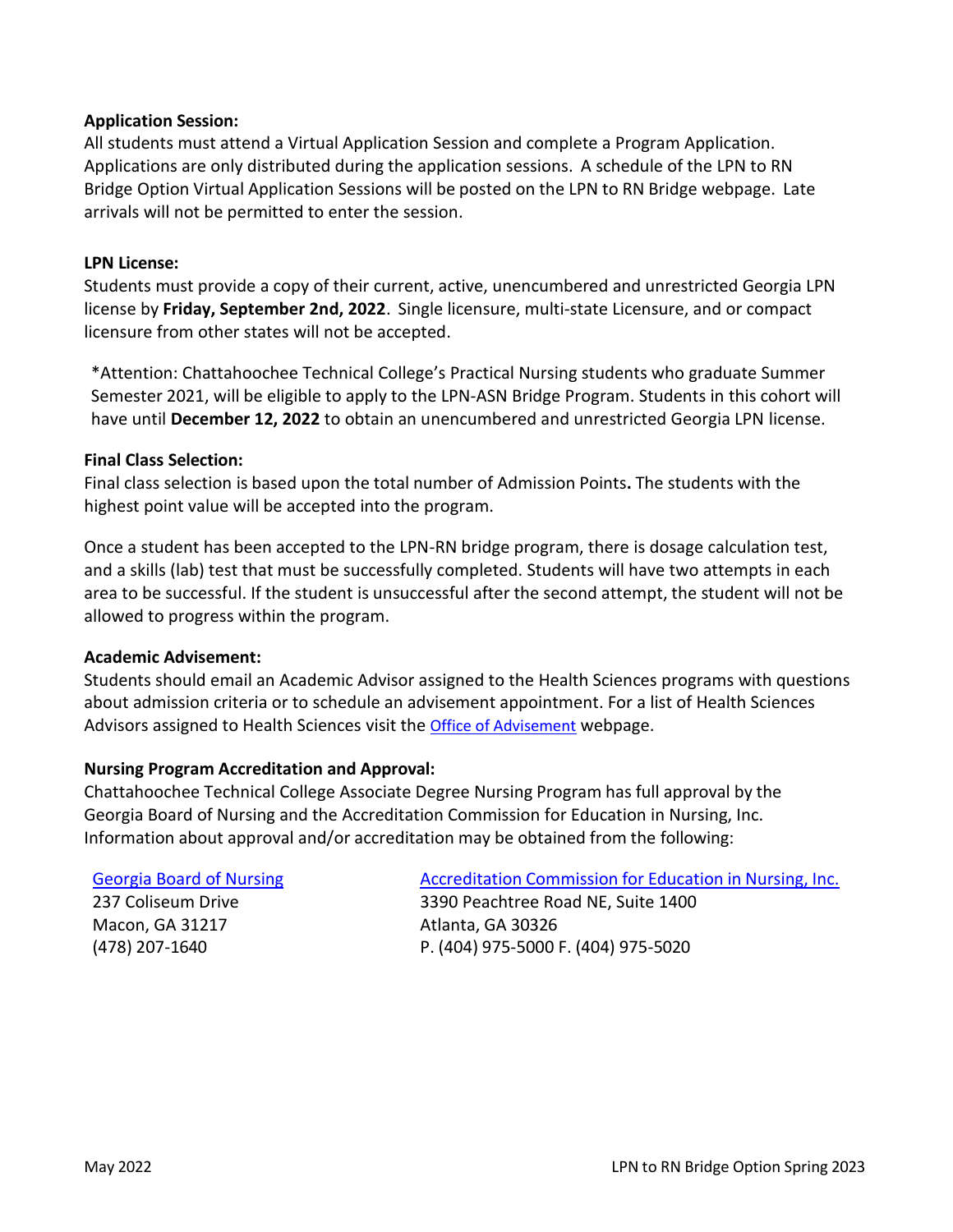**Application Session:**
All students must attend a Virtual Application Session and complete a Program Application. Applications are only distributed during the application sessions. A schedule of the LPN to RN Bridge Option Virtual Application Sessions will be posted on the LPN to RN Bridge webpage. Late arrivals will not be permitted to enter the session.

**LPN License:**
Students must provide a copy of their current, active, unencumbered and unrestricted Georgia LPN license by **Friday, September 2nd, 2022**. Single licensure, multi-state Licensure, and or compact licensure from other states will not be accepted.

*Attention: Chattahoochee Technical College's Practical Nursing students who graduate Summer Semester 2021, will be eligible to apply to the LPN-ASN Bridge Program. Students in this cohort will have until **December 12, 2022** to obtain an unencumbered and unrestricted Georgia LPN license.

**Final Class Selection:**
Final class selection is based upon the total number of Admission Points**.** The students with the highest point value will be accepted into the program.

Once a student has been accepted to the LPN-RN bridge program, there is dosage calculation test, and a skills (lab) test that must be successfully completed. Students will have two attempts in each area to be successful. If the student is unsuccessful after the second attempt, the student will not be allowed to progress within the program.

**Academic Advisement:**
Students should email an Academic Advisor assigned to the Health Sciences programs with questions about admission criteria or to schedule an advisement appointment. For a list of Health Sciences Advisors assigned to Health Sciences visit the Office of Advisement webpage.

**Nursing Program Accreditation and Approval:**
Chattahoochee Technical College Associate Degree Nursing Program has full approval by the Georgia Board of Nursing and the Accreditation Commission for Education in Nursing, Inc. Information about approval and/or accreditation may be obtained from the following:

Georgia Board of Nursing
237 Coliseum Drive
Macon, GA 31217
(478) 207-1640

Accreditation Commission for Education in Nursing, Inc.
3390 Peachtree Road NE, Suite 1400
Atlanta, GA 30326
P. (404) 975-5000 F. (404) 975-5020